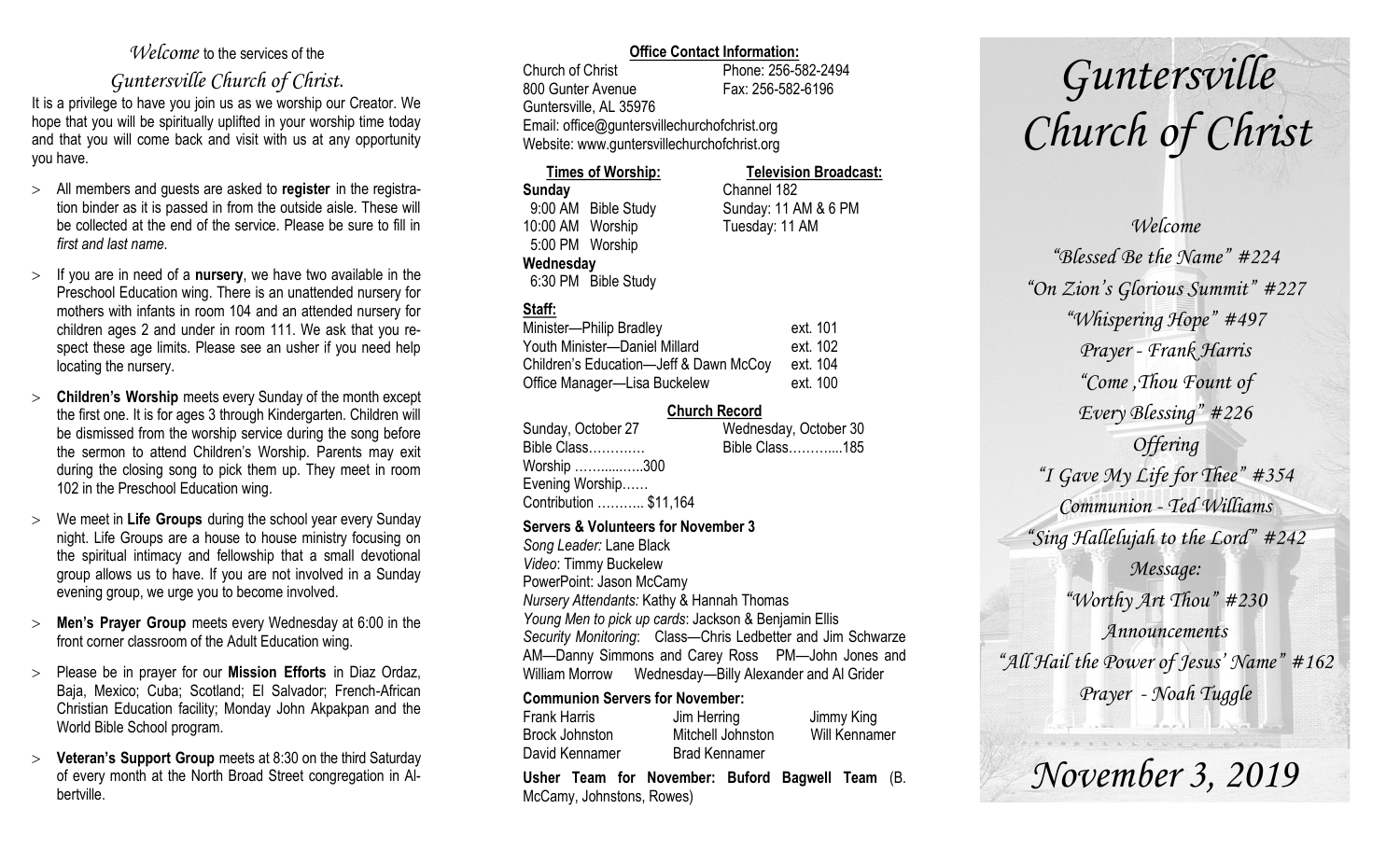*Welcome* to the services of the

*Guntersville Church of Christ.*

It is a privilege to have you join us as we worship our Creator. We hope that you will be spiritually uplifted in your worship time today and that you will come back and visit with us at any opportunity you have.

- All members and guests are asked to **register** in the registration binder as it is passed in from the outside aisle. These will be collected at the end of the service. Please be sure to fill in *first and last name*.
- If you are in need of a **nursery**, we have two available in the Preschool Education wing. There is an unattended nursery for mothers with infants in room 104 and an attended nursery for children ages 2 and under in room 111. We ask that you respect these age limits. Please see an usher if you need help locating the nursery.
- **Children's Worship** meets every Sunday of the month except the first one. It is for ages 3 through Kindergarten. Children will be dismissed from the worship service during the song before the sermon to attend Children's Worship. Parents may exit during the closing song to pick them up. They meet in room 102 in the Preschool Education wing.
- We meet in **Life Groups** during the school year every Sunday night. Life Groups are a house to house ministry focusing on the spiritual intimacy and fellowship that a small devotional group allows us to have. If you are not involved in a Sunday evening group, we urge you to become involved.
- **Men's Prayer Group** meets every Wednesday at 6:00 in the front corner classroom of the Adult Education wing.
- Please be in prayer for our **Mission Efforts** in Diaz Ordaz, Baja, Mexico; Cuba; Scotland; El Salvador; French-African Christian Education facility; Monday John Akpakpan and the World Bible School program.
- **Veteran's Support Group** meets at 8:30 on the third Saturday of every month at the North Broad Street congregation in Albertville.

**Office Contact Information:**

Church of Christ — Phone: 256-582-2494
800 Gunter Avenue — Fax: 256-582-6196
Guntersville, AL 35976
Email: office@guntersvillechurchofchrist.org
Website: www.guntersvillechurchofchrist.org

**Times of Worship:**

**Sunday**
9:00 AM Bible Study
10:00 AM Worship
5:00 PM Worship
**Wednesday**
6:30 PM Bible Study

**Television Broadcast:**

Channel 182
Sunday: 11 AM & 6 PM
Tuesday: 11 AM

**Staff:**

| | |
|---|---|
| Minister—Philip Bradley | ext. 101 |
| Youth Minister—Daniel Millard | ext. 102 |
| Children's Education—Jeff & Dawn McCoy | ext. 104 |
| Office Manager—Lisa Buckelew | ext. 100 |

**Church Record**

| Sunday, October 27 | Wednesday, October 30 |
|---|---|
| Bible Class………… | Bible Class………....185 |
| Worship ……......…..300 | |
| Evening Worship…… | |
| Contribution ……….. $11,164 | |

**Servers & Volunteers for November 3**

*Song Leader:* Lane Black
*Video*: Timmy Buckelew
PowerPoint: Jason McCamy
*Nursery Attendants:* Kathy & Hannah Thomas
*Young Men to pick up cards*: Jackson & Benjamin Ellis
*Security Monitoring*: Class—Chris Ledbetter and Jim Schwarze AM—Danny Simmons and Carey Ross PM—John Jones and William Morrow Wednesday—Billy Alexander and Al Grider

**Communion Servers for November:**

| | | |
|---|---|---|
| Frank Harris | Jim Herring | Jimmy King |
| Brock Johnston | Mitchell Johnston | Will Kennamer |
| David Kennamer | Brad Kennamer | |

**Usher Team for November: Buford Bagwell Team** (B. McCamy, Johnstons, Rowes)

# *Guntersville Church of Christ*

*Welcome*
*"Blessed Be the Name" #224*
*"On Zion's Glorious Summit" #227*
*"Whispering Hope" #497*
*Prayer - Frank Harris*
*"Come ,Thou Fount of Every Blessing" #226*
*Offering*
*"I Gave My Life for Thee" #354*
*Communion - Ted Williams*
*"Sing Hallelujah to the Lord" #242*
*Message:*
*"Worthy Art Thou" #230*
*Announcements*
*"All Hail the Power of Jesus' Name" #162*
*Prayer - Noah Tuggle*

## *November 3, 2019*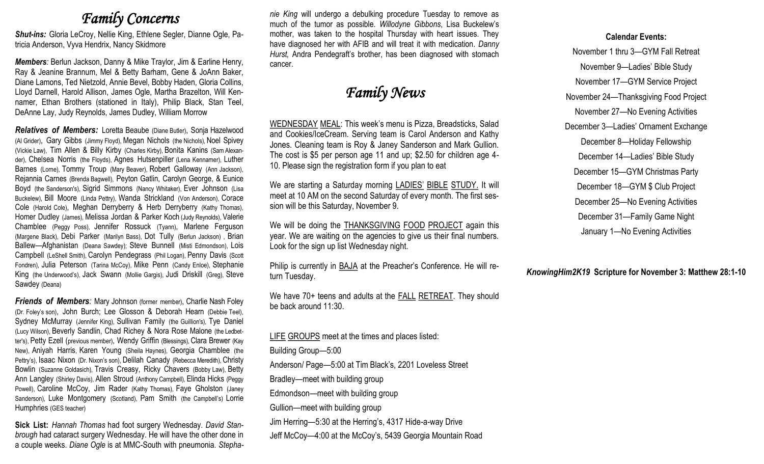# Family Concerns

***Shut-ins:*** Gloria LeCroy, Nellie King, Ethlene Segler, Dianne Ogle, Patricia Anderson, Vyva Hendrix, Nancy Skidmore

***Members:*** Berlun Jackson, Danny & Mike Traylor, Jim & Earline Henry, Ray & Jeanine Brannum, Mel & Betty Barham, Gene & JoAnn Baker, Diane Lamons, Ted Nietzold, Annie Bevel, Bobby Haden, Gloria Collins, Lloyd Darnell, Harold Allison, James Ogle, Martha Brazelton, Will Kennamer, Ethan Brothers (stationed in Italy), Philip Black, Stan Teel, DeAnne Lay, Judy Reynolds, James Dudley, William Morrow

***Relatives of Members:*** Loretta Beaube (Diane Butler), Sonja Hazelwood (Al Grider), Gary Gibbs (Jimmy Floyd), Megan Nichols (the Nichols), Noel Spivey (Vickie Law), Tim Allen & Billy Kirby (Charles Kirby), Bonita Kanins (Sam Alexander), Chelsea Norris (the Floyds), Agnes Hutsenpiller (Lena Kennamer), Luther Barnes (Lorne), Tommy Troup (Mary Beaver), Robert Galloway (Ann Jackson), Rejannia Carnes (Brenda Bagwell), Peyton Gatlin, Carolyn George, & Eunice Boyd (the Sanderson's), Sigrid Simmons (Nancy Whitaker), Ever Johnson (Lisa Buckelew), Bill Moore (Linda Pettry), Wanda Strickland (Von Anderson), Corace Cole (Harold Cole), Meghan Derryberry & Herb Derryberry (Kathy Thomas), Homer Dudley (James), Melissa Jordan & Parker Koch (Judy Reynolds), Valerie Chamblee (Peggy Poss), Jennifer Rossuck (Tyann), Marlene Ferguson (Margene Black), Debi Parker (Marilyn Bass), Dot Tully (Berlun Jackson) , Brian Ballew—Afghanistan (Deana Sawdey); Steve Bunnell (Misti Edmondson), Lois Campbell (LeShell Smith), Carolyn Pendegrass (Phil Logan), Penny Davis (Scott Fondren), Julia Peterson (Tarina McCoy), Mike Penn (Candy Enloe), Stephanie King (the Underwood's), Jack Swann (Mollie Gargis), Judi Driskill (Greg), Steve Sawdey (Deana)

***Friends of Members:*** Mary Johnson (former member), Charlie Nash Foley (Dr. Foley's son), John Burch; Lee Glosson & Deborah Hearn (Debbie Teel), Sydney McMurray (Jennifer King), Sullivan Family (the Guillion's), Tye Daniel (Lucy Wilson), Beverly Sandlin, Chad Richey & Nora Rose Malone (the Ledbetter's), Petty Ezell (previous member), Wendy Griffin (Blessings), Clara Brewer (Kay New), Aniyah Harris, Karen Young (Sheila Haynes), Georgia Chamblee (the Pettry's), Isaac Nixon (Dr. Nixon's son), Delilah Canady (Rebecca Meredith), Christy Bowlin (Suzanne Goldasich), Travis Creasy, Ricky Chavers (Bobby Law), Betty Ann Langley (Shirley Davis), Allen Stroud (Anthony Campbell), Elinda Hicks (Peggy Powell), Caroline McCoy, Jim Rader (Kathy Thomas), Faye Gholston (Janey Sanderson), Luke Montgomery (Scotland), Pam Smith (the Campbell's) Lorrie Humphries (GES teacher)

**Sick List:** *Hannah Thomas* had foot surgery Wednesday. *David Stanbrough* had cataract surgery Wednesday. He will have the other done in a couple weeks. *Diane Ogle* is at MMC-South with pneumonia. *Stephanie King* will undergo a debulking procedure Tuesday to remove as much of the tumor as possible. *Willodyne Gibbons*, Lisa Buckelew's mother, was taken to the hospital Thursday with heart issues. They have diagnosed her with AFIB and will treat it with medication. *Danny Hurst,* Andra Pendegraft's brother, has been diagnosed with stomach cancer.

# Family News

WEDNESDAY MEAL: This week's menu is Pizza, Breadsticks, Salad and Cookies/IceCream. Serving team is Carol Anderson and Kathy Jones. Cleaning team is Roy & Janey Sanderson and Mark Gullion. The cost is $5 per person age 11 and up; $2.50 for children age 4-10. Please sign the registration form if you plan to eat

We are starting a Saturday morning LADIES' BIBLE STUDY. It will meet at 10 AM on the second Saturday of every month. The first session will be this Saturday, November 9.

We will be doing the THANKSGIVING FOOD PROJECT again this year. We are waiting on the agencies to give us their final numbers. Look for the sign up list Wednesday night.

Philip is currently in BAJA at the Preacher's Conference. He will return Tuesday.

We have 70+ teens and adults at the FALL RETREAT. They should be back around 11:30.

LIFE GROUPS meet at the times and places listed:

Building Group—5:00

Anderson/ Page—5:00 at Tim Black's, 2201 Loveless Street

Bradley—meet with building group

Edmondson—meet with building group

Gullion—meet with building group

Jim Herring—5:30 at the Herring's, 4317 Hide-a-way Drive

Jeff McCoy—4:00 at the McCoy's, 5439 Georgia Mountain Road

**Calendar Events:**

November 1 thru 3—GYM Fall Retreat

November 9—Ladies' Bible Study

November 17—GYM Service Project

November 24—Thanksgiving Food Project

November 27—No Evening Activities

December 3—Ladies' Ornament Exchange

December 8—Holiday Fellowship

December 14—Ladies' Bible Study

December 15—GYM Christmas Party

December 18—GYM $ Club Project

December 25—No Evening Activities

December 31—Family Game Night

January 1—No Evening Activities

***KnowingHim2K19*** **Scripture for November 3: Matthew 28:1-10**